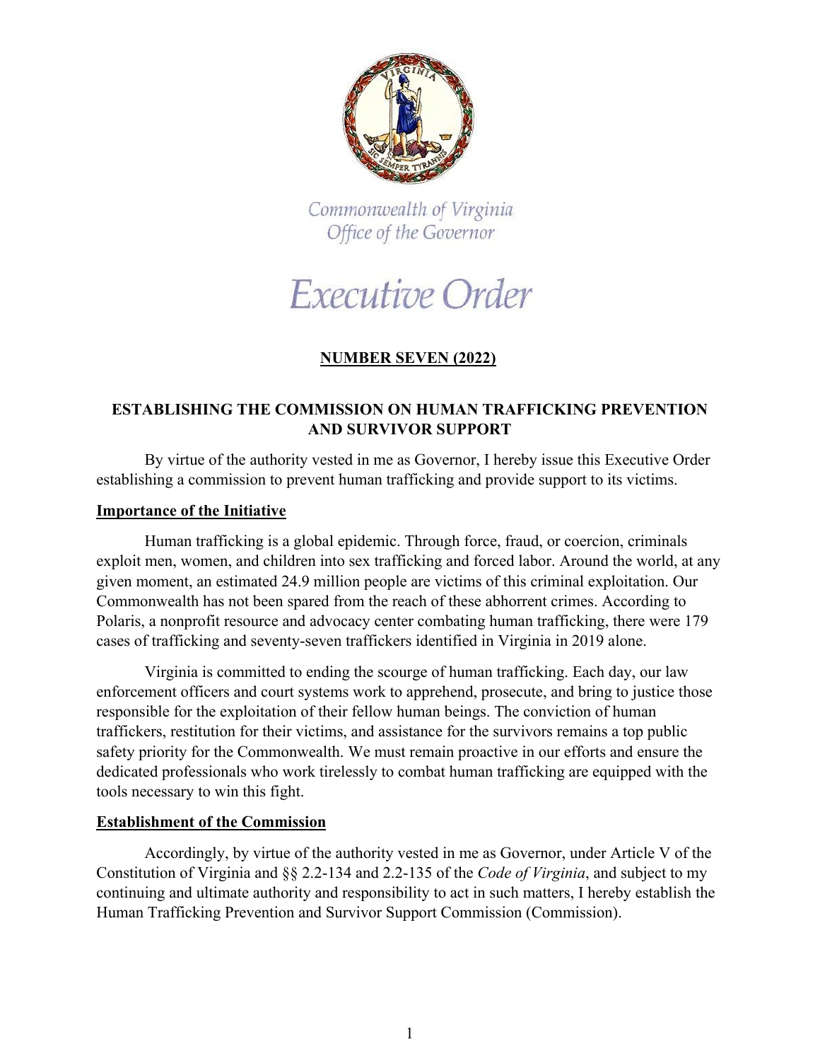Commonwealth of Virginia
Office of the Governor

# Executive Order

## NUMBER SEVEN (2022)

### ESTABLISHING THE COMMISSION ON HUMAN TRAFFICKING PREVENTION AND SURVIVOR SUPPORT

By virtue of the authority vested in me as Governor, I hereby issue this Executive Order establishing a commission to prevent human trafficking and provide support to its victims.

### Importance of the Initiative

Human trafficking is a global epidemic. Through force, fraud, or coercion, criminals exploit men, women, and children into sex trafficking and forced labor. Around the world, at any given moment, an estimated 24.9 million people are victims of this criminal exploitation. Our Commonwealth has not been spared from the reach of these abhorrent crimes. According to Polaris, a nonprofit resource and advocacy center combating human trafficking, there were 179 cases of trafficking and seventy-seven traffickers identified in Virginia in 2019 alone.

Virginia is committed to ending the scourge of human trafficking. Each day, our law enforcement officers and court systems work to apprehend, prosecute, and bring to justice those responsible for the exploitation of their fellow human beings. The conviction of human traffickers, restitution for their victims, and assistance for the survivors remains a top public safety priority for the Commonwealth. We must remain proactive in our efforts and ensure the dedicated professionals who work tirelessly to combat human trafficking are equipped with the tools necessary to win this fight.

### Establishment of the Commission

Accordingly, by virtue of the authority vested in me as Governor, under Article V of the Constitution of Virginia and §§ 2.2-134 and 2.2-135 of the *Code of Virginia*, and subject to my continuing and ultimate authority and responsibility to act in such matters, I hereby establish the Human Trafficking Prevention and Survivor Support Commission (Commission).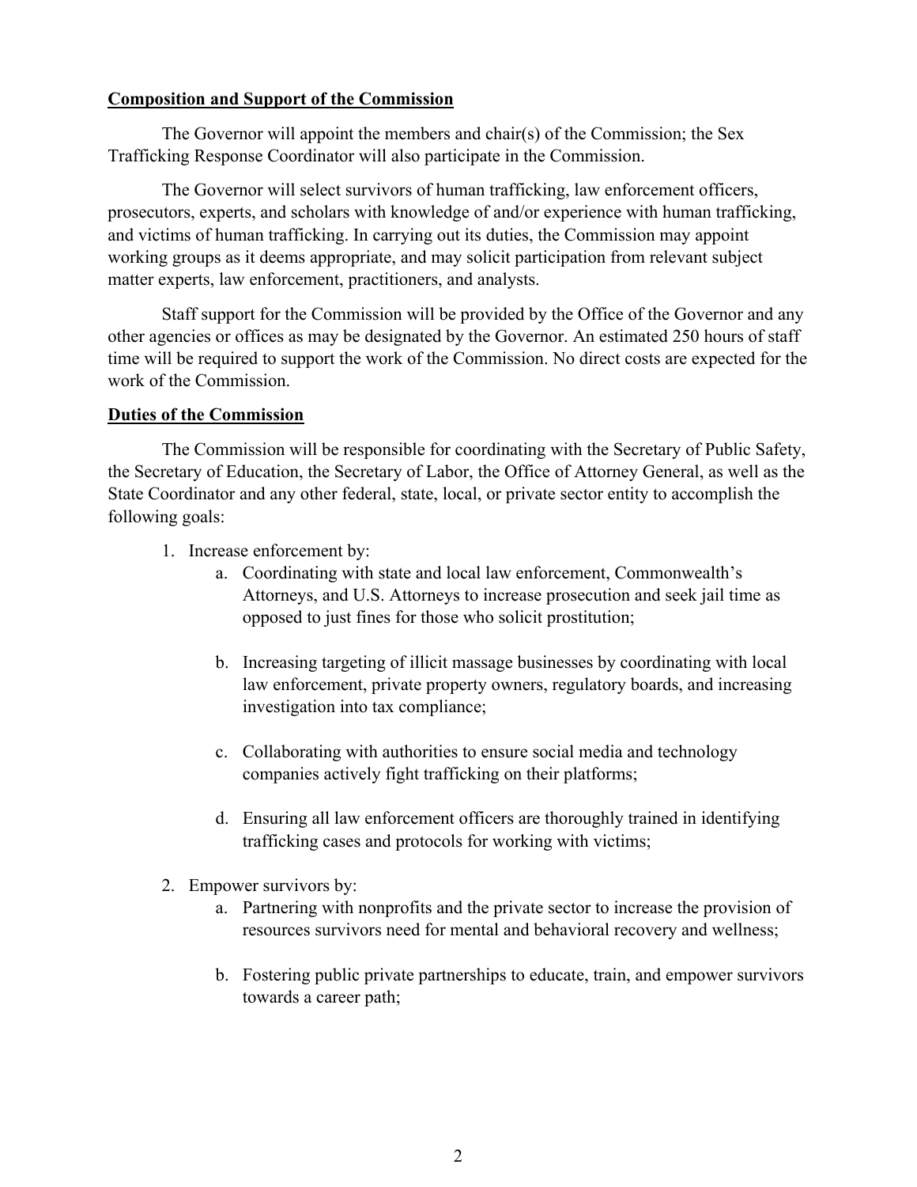**Composition and Support of the Commission**

The Governor will appoint the members and chair(s) of the Commission; the Sex Trafficking Response Coordinator will also participate in the Commission.

The Governor will select survivors of human trafficking, law enforcement officers, prosecutors, experts, and scholars with knowledge of and/or experience with human trafficking, and victims of human trafficking. In carrying out its duties, the Commission may appoint working groups as it deems appropriate, and may solicit participation from relevant subject matter experts, law enforcement, practitioners, and analysts.

Staff support for the Commission will be provided by the Office of the Governor and any other agencies or offices as may be designated by the Governor. An estimated 250 hours of staff time will be required to support the work of the Commission. No direct costs are expected for the work of the Commission.

**Duties of the Commission**

The Commission will be responsible for coordinating with the Secretary of Public Safety, the Secretary of Education, the Secretary of Labor, the Office of Attorney General, as well as the State Coordinator and any other federal, state, local, or private sector entity to accomplish the following goals:

1. Increase enforcement by:
    a. Coordinating with state and local law enforcement, Commonwealth's Attorneys, and U.S. Attorneys to increase prosecution and seek jail time as opposed to just fines for those who solicit prostitution;

    b. Increasing targeting of illicit massage businesses by coordinating with local law enforcement, private property owners, regulatory boards, and increasing investigation into tax compliance;

    c. Collaborating with authorities to ensure social media and technology companies actively fight trafficking on their platforms;

    d. Ensuring all law enforcement officers are thoroughly trained in identifying trafficking cases and protocols for working with victims;

2. Empower survivors by:
    a. Partnering with nonprofits and the private sector to increase the provision of resources survivors need for mental and behavioral recovery and wellness;

    b. Fostering public private partnerships to educate, train, and empower survivors towards a career path;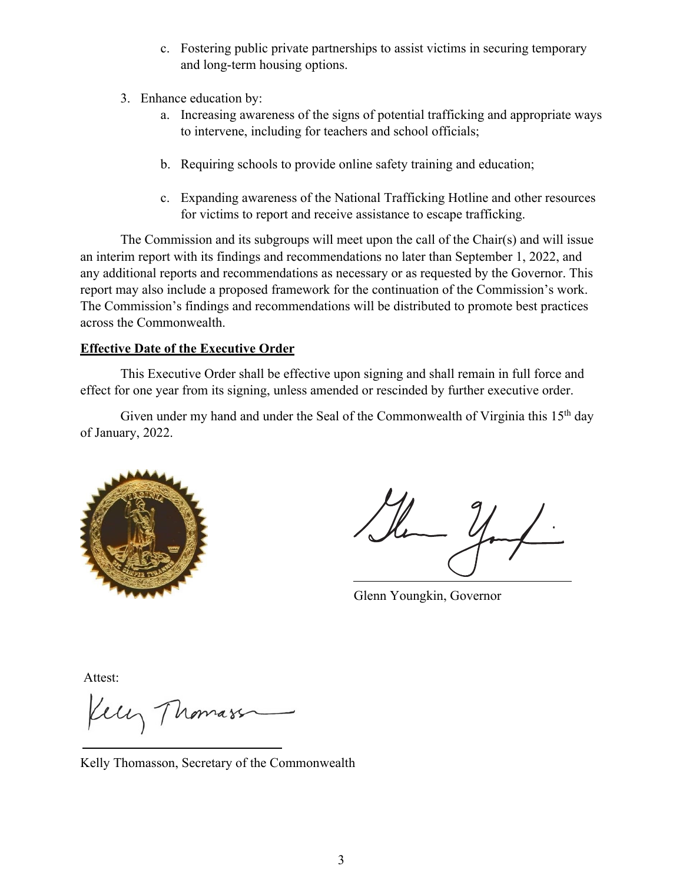c. Fostering public private partnerships to assist victims in securing temporary and long-term housing options.

3. Enhance education by:
   a. Increasing awareness of the signs of potential trafficking and appropriate ways to intervene, including for teachers and school officials;

   b. Requiring schools to provide online safety training and education;

   c. Expanding awareness of the National Trafficking Hotline and other resources for victims to report and receive assistance to escape trafficking.

The Commission and its subgroups will meet upon the call of the Chair(s) and will issue an interim report with its findings and recommendations no later than September 1, 2022, and any additional reports and recommendations as necessary or as requested by the Governor. This report may also include a proposed framework for the continuation of the Commission's work. The Commission's findings and recommendations will be distributed to promote best practices across the Commonwealth.

**Effective Date of the Executive Order**

This Executive Order shall be effective upon signing and shall remain in full force and effect for one year from its signing, unless amended or rescinded by further executive order.

Given under my hand and under the Seal of the Commonwealth of Virginia this 15th day of January, 2022.

Glenn Youngkin, Governor

Attest:

Kelly Thomasson, Secretary of the Commonwealth